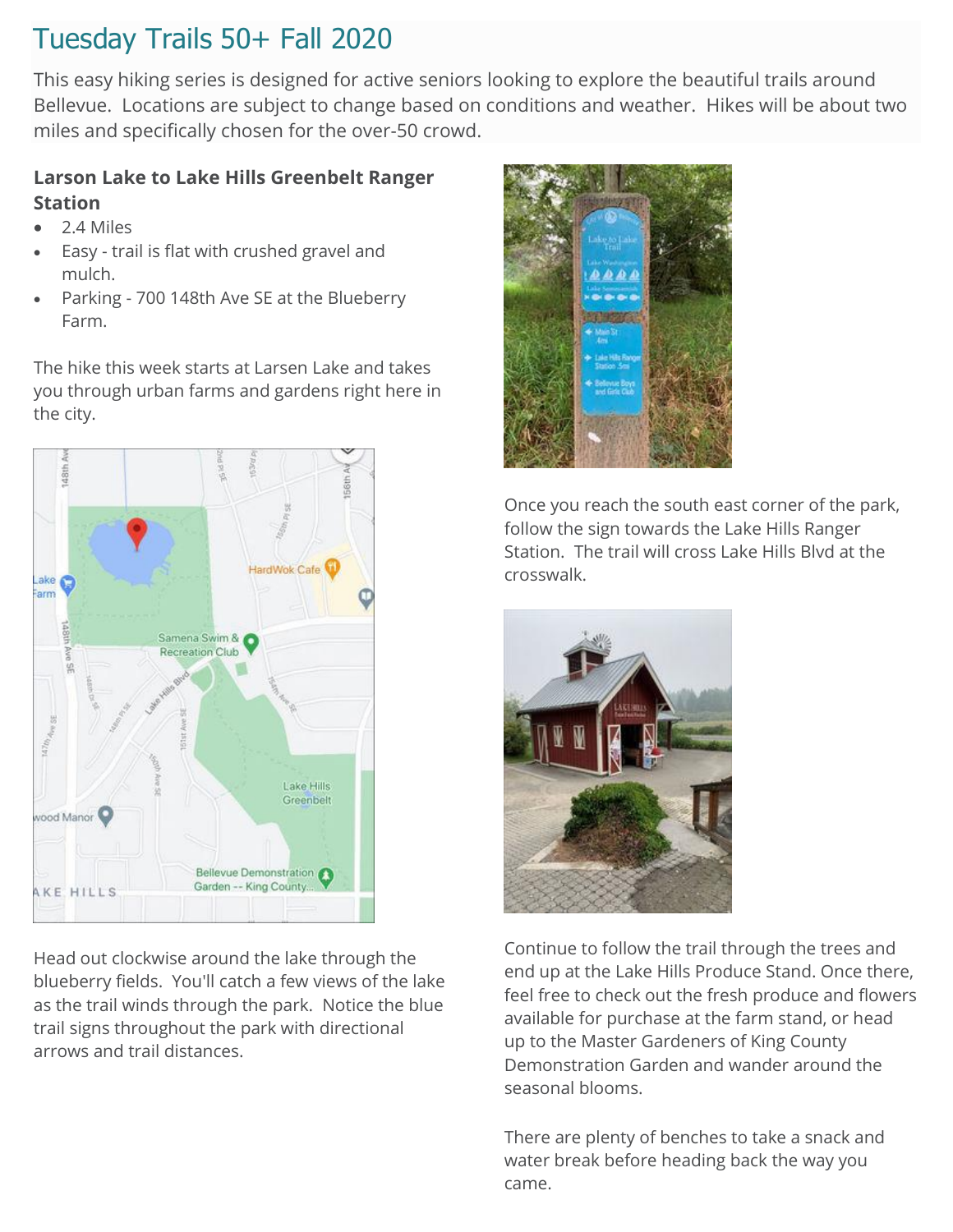# Tuesday Trails 50+ Fall 2020

This easy hiking series is designed for active seniors looking to explore the beautiful trails around Bellevue. Locations are subject to change based on conditions and weather. Hikes will be about two miles and specifically chosen for the over-50 crowd.

### Larson Lake to Lake Hills Greenbelt Ranger Station

- 2.4 Miles
- Easy - trail is flat with crushed gravel and mulch.
- Parking - 700 148th Ave SE at the Blueberry Farm.

The hike this week starts at Larsen Lake and takes you through urban farms and gardens right here in the city.

Head out clockwise around the lake through the blueberry fields. You'll catch a few views of the lake as the trail winds through the park. Notice the blue trail signs throughout the park with directional arrows and trail distances.

Once you reach the south east corner of the park, follow the sign towards the Lake Hills Ranger Station. The trail will cross Lake Hills Blvd at the crosswalk.

Continue to follow the trail through the trees and end up at the Lake Hills Produce Stand. Once there, feel free to check out the fresh produce and flowers available for purchase at the farm stand, or head up to the Master Gardeners of King County Demonstration Garden and wander around the seasonal blooms.

There are plenty of benches to take a snack and water break before heading back the way you came.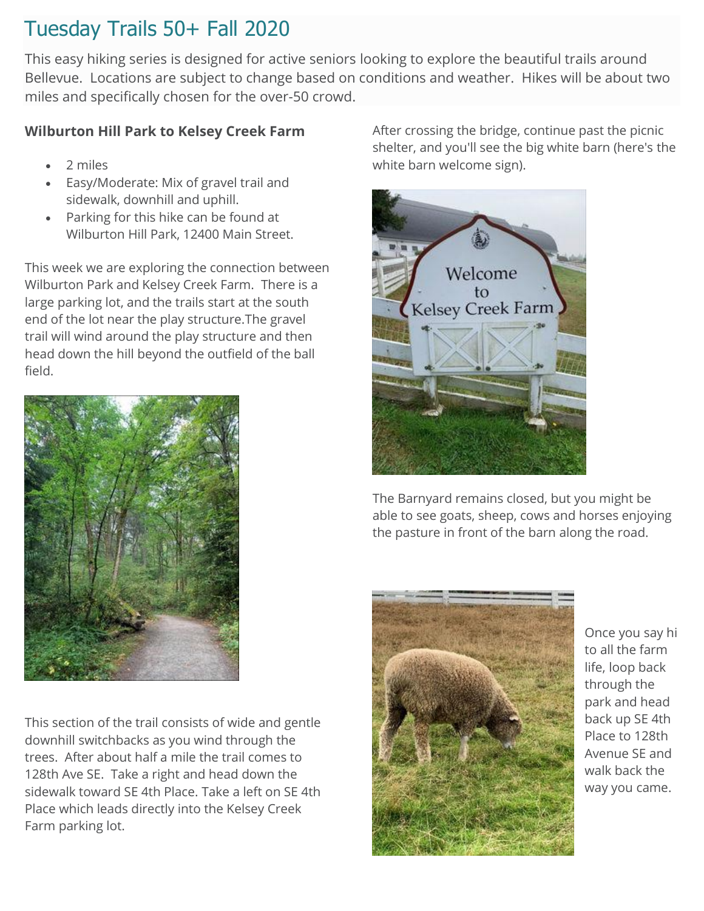# Tuesday Trails 50+ Fall 2020

This easy hiking series is designed for active seniors looking to explore the beautiful trails around Bellevue. Locations are subject to change based on conditions and weather. Hikes will be about two miles and specifically chosen for the over-50 crowd.

**Wilburton Hill Park to Kelsey Creek Farm**

- 2 miles
- Easy/Moderate: Mix of gravel trail and sidewalk, downhill and uphill.
- Parking for this hike can be found at Wilburton Hill Park, 12400 Main Street.

This week we are exploring the connection between Wilburton Park and Kelsey Creek Farm. There is a large parking lot, and the trails start at the south end of the lot near the play structure.The gravel trail will wind around the play structure and then head down the hill beyond the outfield of the ball field.

This section of the trail consists of wide and gentle downhill switchbacks as you wind through the trees. After about half a mile the trail comes to 128th Ave SE. Take a right and head down the sidewalk toward SE 4th Place. Take a left on SE 4th Place which leads directly into the Kelsey Creek Farm parking lot.

After crossing the bridge, continue past the picnic shelter, and you'll see the big white barn (here's the white barn welcome sign).

The Barnyard remains closed, but you might be able to see goats, sheep, cows and horses enjoying the pasture in front of the barn along the road.

Once you say hi to all the farm life, loop back through the park and head back up SE 4th Place to 128th Avenue SE and walk back the way you came.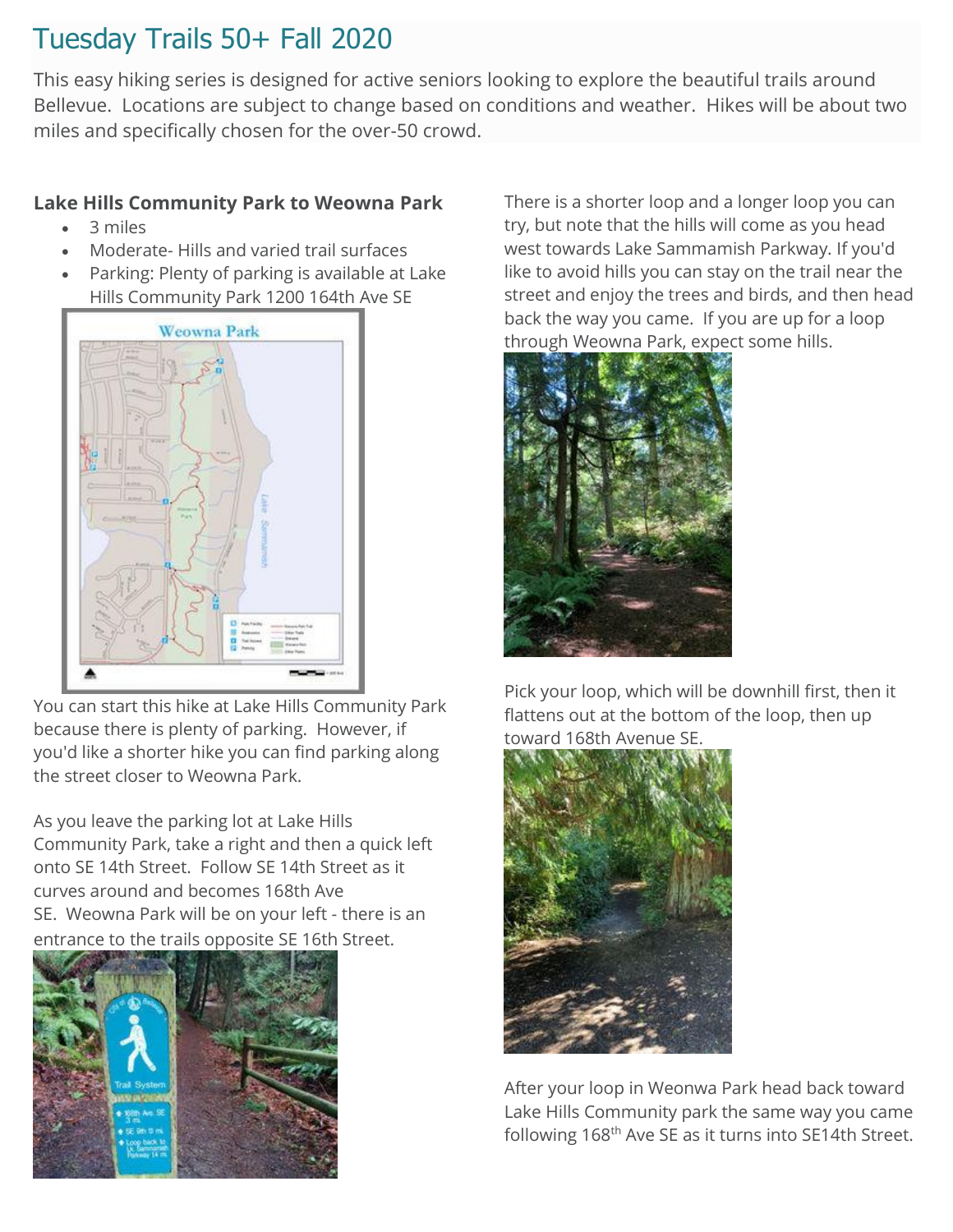# Tuesday Trails 50+ Fall 2020

This easy hiking series is designed for active seniors looking to explore the beautiful trails around Bellevue. Locations are subject to change based on conditions and weather. Hikes will be about two miles and specifically chosen for the over-50 crowd.

**Lake Hills Community Park to Weowna Park**

- 3 miles
- Moderate- Hills and varied trail surfaces
- Parking: Plenty of parking is available at Lake Hills Community Park 1200 164th Ave SE

You can start this hike at Lake Hills Community Park because there is plenty of parking. However, if you'd like a shorter hike you can find parking along the street closer to Weowna Park.

As you leave the parking lot at Lake Hills Community Park, take a right and then a quick left onto SE 14th Street. Follow SE 14th Street as it curves around and becomes 168th Ave SE. Weowna Park will be on your left - there is an entrance to the trails opposite SE 16th Street.

There is a shorter loop and a longer loop you can try, but note that the hills will come as you head west towards Lake Sammamish Parkway. If you'd like to avoid hills you can stay on the trail near the street and enjoy the trees and birds, and then head back the way you came. If you are up for a loop through Weowna Park, expect some hills.

Pick your loop, which will be downhill first, then it flattens out at the bottom of the loop, then up toward 168th Avenue SE.

After your loop in Weonwa Park head back toward Lake Hills Community park the same way you came following 168th Ave SE as it turns into SE14th Street.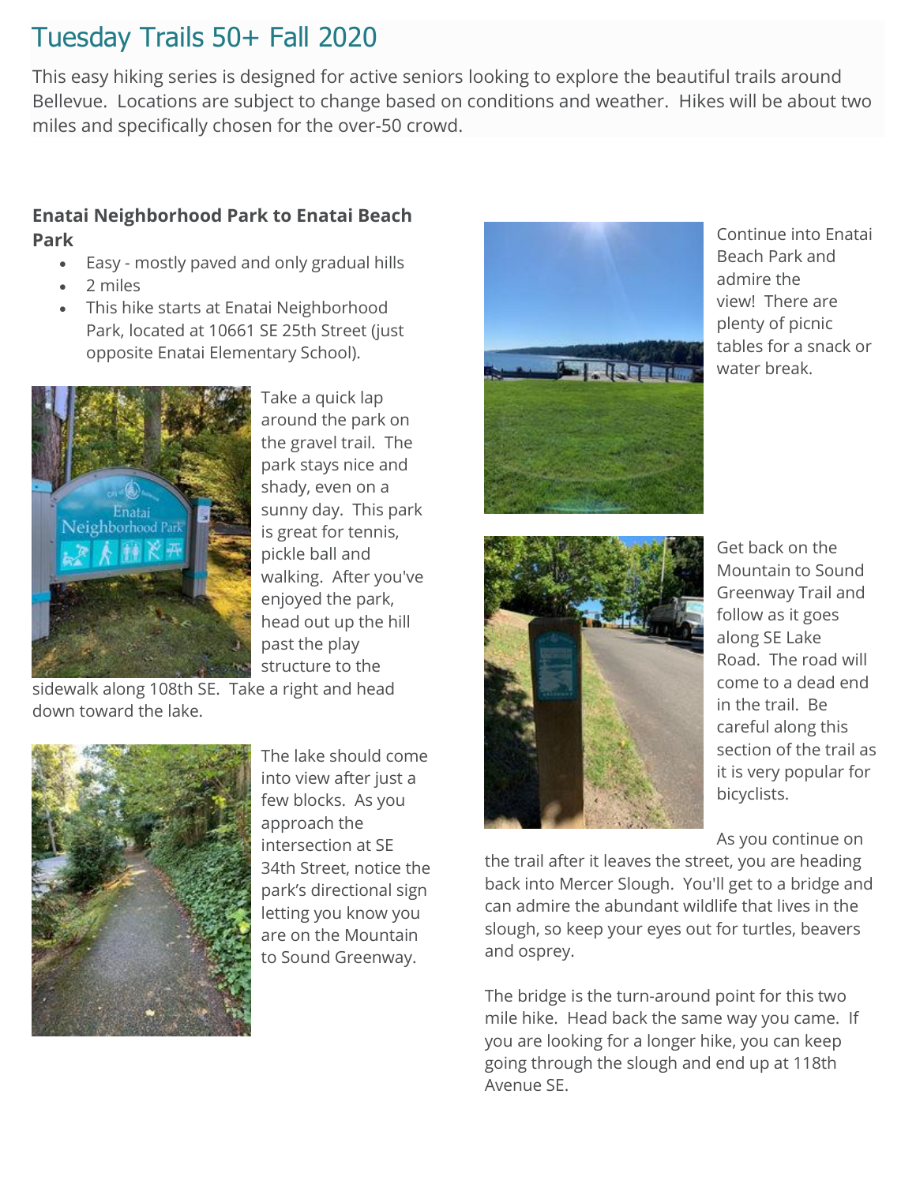# Tuesday Trails 50+ Fall 2020

This easy hiking series is designed for active seniors looking to explore the beautiful trails around Bellevue. Locations are subject to change based on conditions and weather. Hikes will be about two miles and specifically chosen for the over-50 crowd.

**Enatai Neighborhood Park to Enatai Beach Park**

- Easy - mostly paved and only gradual hills
- 2 miles
- This hike starts at Enatai Neighborhood Park, located at 10661 SE 25th Street (just opposite Enatai Elementary School).

Take a quick lap around the park on the gravel trail. The park stays nice and shady, even on a sunny day. This park is great for tennis, pickle ball and walking. After you've enjoyed the park, head out up the hill past the play structure to the sidewalk along 108th SE. Take a right and head down toward the lake.

The lake should come into view after just a few blocks. As you approach the intersection at SE 34th Street, notice the park's directional sign letting you know you are on the Mountain to Sound Greenway.

Continue into Enatai Beach Park and admire the view! There are plenty of picnic tables for a snack or water break.

Get back on the Mountain to Sound Greenway Trail and follow as it goes along SE Lake Road. The road will come to a dead end in the trail. Be careful along this section of the trail as it is very popular for bicyclists.

As you continue on the trail after it leaves the street, you are heading back into Mercer Slough. You'll get to a bridge and can admire the abundant wildlife that lives in the slough, so keep your eyes out for turtles, beavers and osprey.

The bridge is the turn-around point for this two mile hike. Head back the same way you came. If you are looking for a longer hike, you can keep going through the slough and end up at 118th Avenue SE.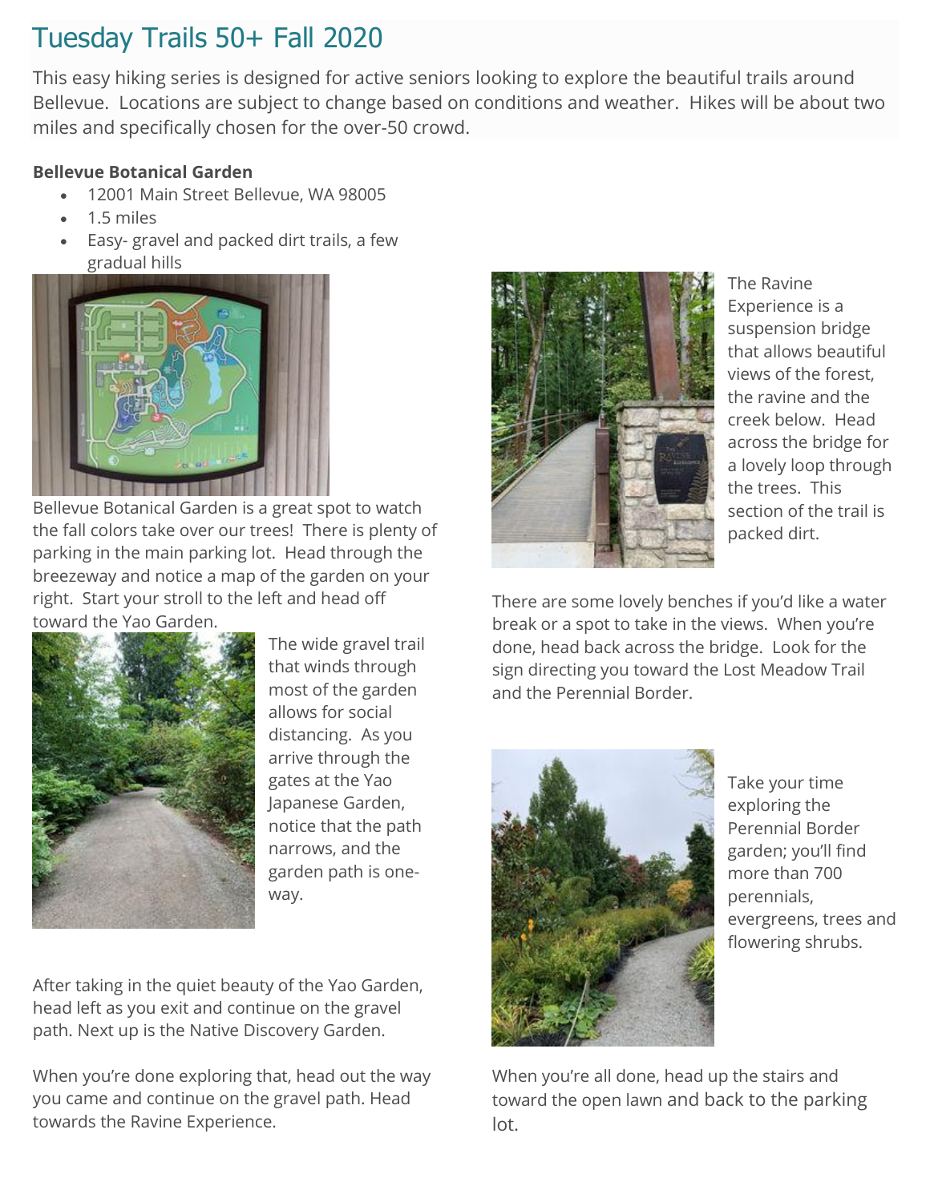# Tuesday Trails 50+ Fall 2020

This easy hiking series is designed for active seniors looking to explore the beautiful trails around Bellevue. Locations are subject to change based on conditions and weather. Hikes will be about two miles and specifically chosen for the over-50 crowd.

**Bellevue Botanical Garden**

- 12001 Main Street Bellevue, WA 98005
- 1.5 miles
- Easy- gravel and packed dirt trails, a few gradual hills

Bellevue Botanical Garden is a great spot to watch the fall colors take over our trees! There is plenty of parking in the main parking lot. Head through the breezeway and notice a map of the garden on your right. Start your stroll to the left and head off toward the Yao Garden.

The wide gravel trail that winds through most of the garden allows for social distancing. As you arrive through the gates at the Yao Japanese Garden, notice that the path narrows, and the garden path is one-way.

After taking in the quiet beauty of the Yao Garden, head left as you exit and continue on the gravel path. Next up is the Native Discovery Garden.

When you're done exploring that, head out the way you came and continue on the gravel path. Head towards the Ravine Experience.

The Ravine Experience is a suspension bridge that allows beautiful views of the forest, the ravine and the creek below. Head across the bridge for a lovely loop through the trees. This section of the trail is packed dirt.

There are some lovely benches if you'd like a water break or a spot to take in the views. When you're done, head back across the bridge. Look for the sign directing you toward the Lost Meadow Trail and the Perennial Border.

Take your time exploring the Perennial Border garden; you'll find more than 700 perennials, evergreens, trees and flowering shrubs.

When you're all done, head up the stairs and toward the open lawn and back to the parking lot.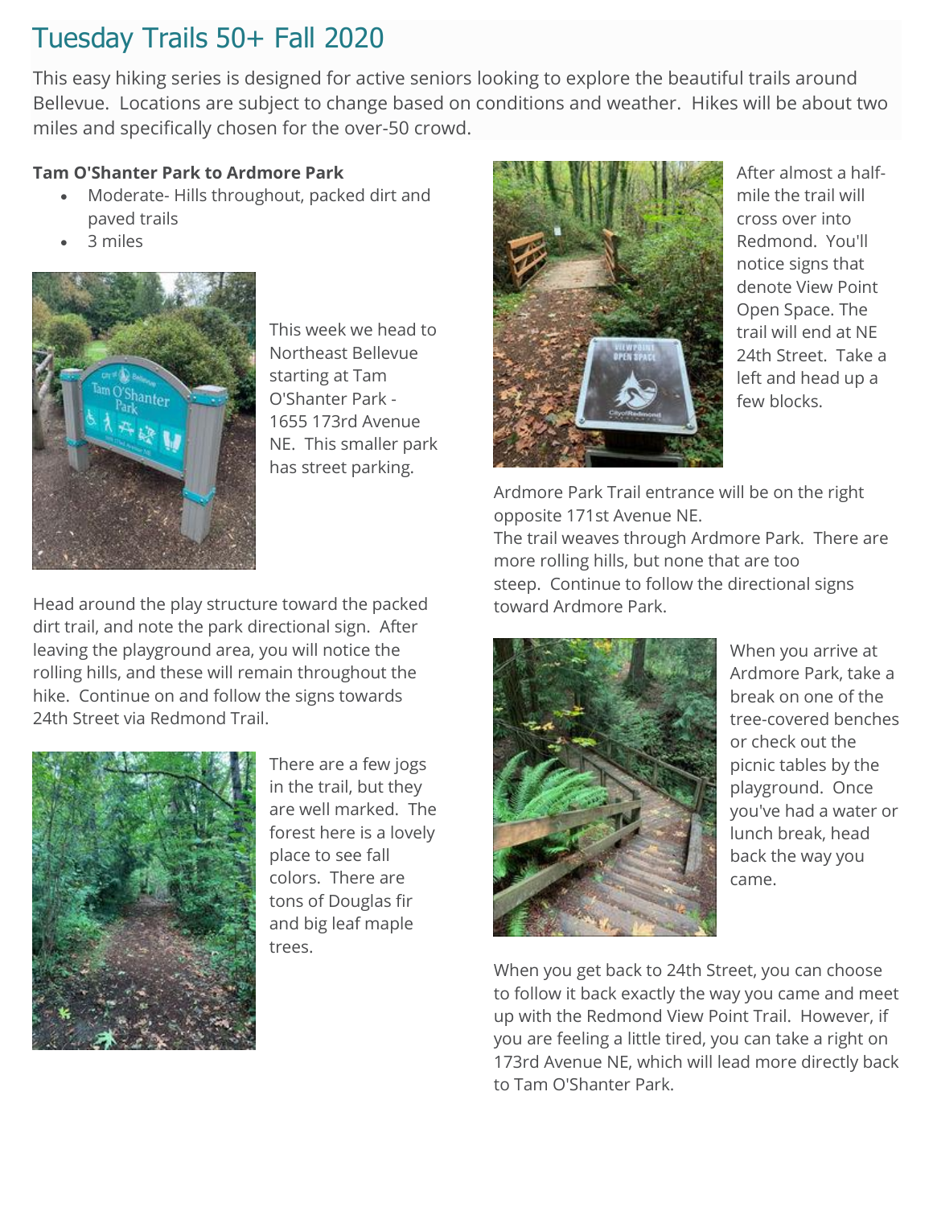# Tuesday Trails 50+ Fall 2020

This easy hiking series is designed for active seniors looking to explore the beautiful trails around Bellevue. Locations are subject to change based on conditions and weather. Hikes will be about two miles and specifically chosen for the over-50 crowd.

**Tam O'Shanter Park to Ardmore Park**

- Moderate- Hills throughout, packed dirt and paved trails
- 3 miles

This week we head to Northeast Bellevue starting at Tam O'Shanter Park - 1655 173rd Avenue NE. This smaller park has street parking.

Head around the play structure toward the packed dirt trail, and note the park directional sign. After leaving the playground area, you will notice the rolling hills, and these will remain throughout the hike. Continue on and follow the signs towards 24th Street via Redmond Trail.

There are a few jogs in the trail, but they are well marked. The forest here is a lovely place to see fall colors. There are tons of Douglas fir and big leaf maple trees.

After almost a half-mile the trail will cross over into Redmond. You'll notice signs that denote View Point Open Space. The trail will end at NE 24th Street. Take a left and head up a few blocks.

Ardmore Park Trail entrance will be on the right opposite 171st Avenue NE.

The trail weaves through Ardmore Park. There are more rolling hills, but none that are too steep. Continue to follow the directional signs toward Ardmore Park.

When you arrive at Ardmore Park, take a break on one of the tree-covered benches or check out the picnic tables by the playground. Once you've had a water or lunch break, head back the way you came.

When you get back to 24th Street, you can choose to follow it back exactly the way you came and meet up with the Redmond View Point Trail. However, if you are feeling a little tired, you can take a right on 173rd Avenue NE, which will lead more directly back to Tam O'Shanter Park.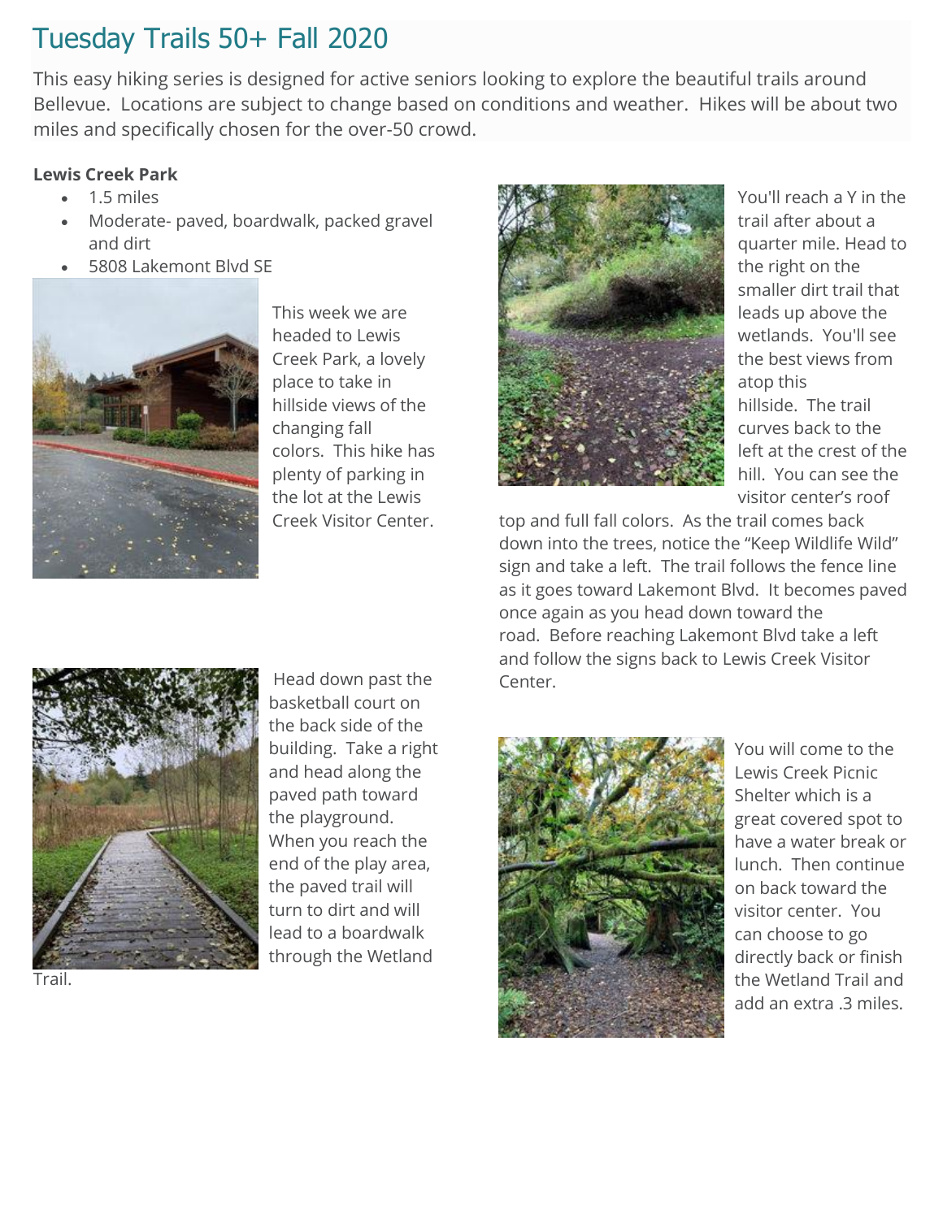# Tuesday Trails 50+ Fall 2020

This easy hiking series is designed for active seniors looking to explore the beautiful trails around Bellevue. Locations are subject to change based on conditions and weather. Hikes will be about two miles and specifically chosen for the over-50 crowd.

**Lewis Creek Park**

- 1.5 miles
- Moderate- paved, boardwalk, packed gravel and dirt
- 5808 Lakemont Blvd SE

This week we are headed to Lewis Creek Park, a lovely place to take in hillside views of the changing fall colors. This hike has plenty of parking in the lot at the Lewis Creek Visitor Center.

Head down past the basketball court on the back side of the building. Take a right and head along the paved path toward the playground. When you reach the end of the play area, the paved trail will turn to dirt and will lead to a boardwalk through the Wetland Trail.

You'll reach a Y in the trail after about a quarter mile. Head to the right on the smaller dirt trail that leads up above the wetlands. You'll see the best views from atop this hillside. The trail curves back to the left at the crest of the hill. You can see the visitor center's roof top and full fall colors. As the trail comes back down into the trees, notice the "Keep Wildlife Wild" sign and take a left. The trail follows the fence line as it goes toward Lakemont Blvd. It becomes paved once again as you head down toward the road. Before reaching Lakemont Blvd take a left and follow the signs back to Lewis Creek Visitor Center.

You will come to the Lewis Creek Picnic Shelter which is a great covered spot to have a water break or lunch. Then continue on back toward the visitor center. You can choose to go directly back or finish the Wetland Trail and add an extra .3 miles.